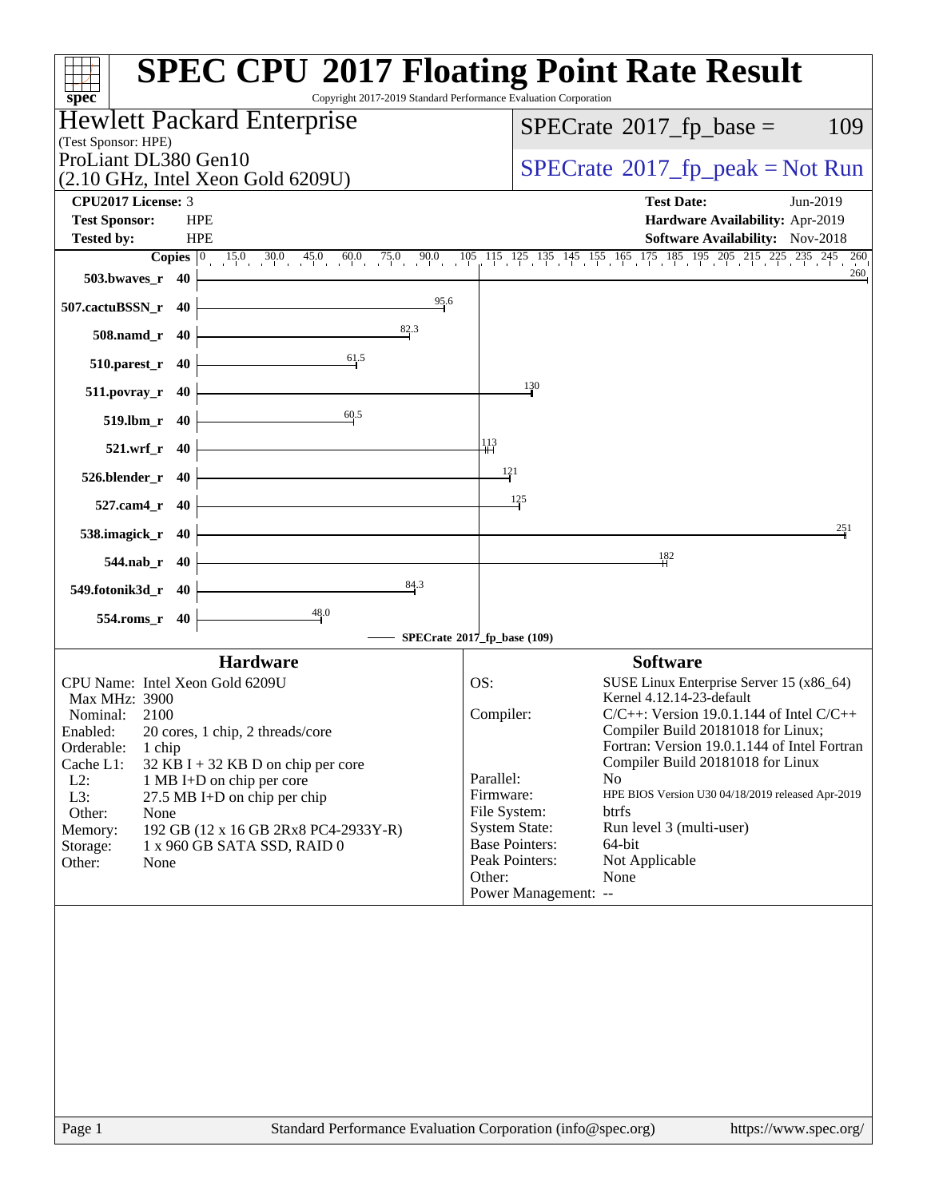# SPEC CPU 2017 Floating Point Rate Result

Copyright 2017-2019 Standard Performance Evaluation Corporation

## Hewlett Packard Enterprise

(Test Sponsor: HPE)

ProLiant DL380 Gen10
(2.10 GHz, Intel Xeon Gold 6209U)

SPECrate 2017_fp_base = 109

SPECrate 2017_fp_peak = Not Run

| | | | |
|---|---|---|---|
| **CPU2017 License:** | 3 | **Test Date:** | Jun-2019 |
| **Test Sponsor:** | HPE | **Hardware Availability:** | Apr-2019 |
| **Tested by:** | HPE | **Software Availability:** | Nov-2018 |

| Benchmark | Copies | SPECrate 2017_fp_base |
|---|---|---|
| 503.bwaves_r | 40 | 260 |
| 507.cactuBSSN_r | 40 | 95.6 |
| 508.namd_r | 40 | 82.3 |
| 510.parest_r | 40 | 61.5 |
| 511.povray_r | 40 | 130 |
| 519.lbm_r | 40 | 60.5 |
| 521.wrf_r | 40 | 113 |
| 526.blender_r | 40 | 121 |
| 527.cam4_r | 40 | 125 |
| 538.imagick_r | 40 | 251 |
| 544.nab_r | 40 | 182 |
| 549.fotonik3d_r | 40 | 84.3 |
| 554.roms_r | 40 | 48.0 |

SPECrate 2017_fp_base (109)

## Hardware

| | |
|---|---|
| CPU Name: | Intel Xeon Gold 6209U |
| Max MHz: | 3900 |
| Nominal: | 2100 |
| Enabled: | 20 cores, 1 chip, 2 threads/core |
| Orderable: | 1 chip |
| Cache L1: | 32 KB I + 32 KB D on chip per core |
| L2: | 1 MB I+D on chip per core |
| L3: | 27.5 MB I+D on chip per chip |
| Other: | None |
| Memory: | 192 GB (12 x 16 GB 2Rx8 PC4-2933Y-R) |
| Storage: | 1 x 960 GB SATA SSD, RAID 0 |
| Other: | None |

## Software

| | |
|---|---|
| OS: | SUSE Linux Enterprise Server 15 (x86_64) Kernel 4.12.14-23-default |
| Compiler: | C/C++: Version 19.0.1.144 of Intel C/C++ Compiler Build 20181018 for Linux; Fortran: Version 19.0.1.144 of Intel Fortran Compiler Build 20181018 for Linux |
| Parallel: | No |
| Firmware: | HPE BIOS Version U30 04/18/2019 released Apr-2019 |
| File System: | btrfs |
| System State: | Run level 3 (multi-user) |
| Base Pointers: | 64-bit |
| Peak Pointers: | Not Applicable |
| Other: | None |
| Power Management: | -- |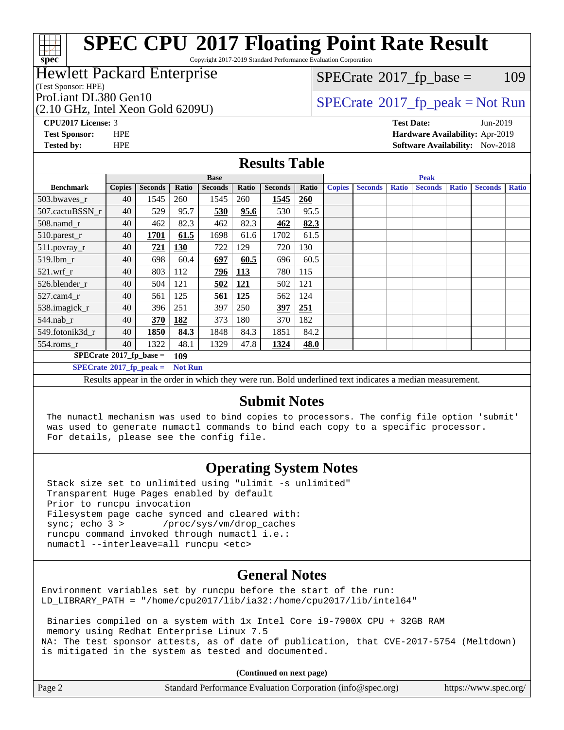# SPEC CPU 2017 Floating Point Rate Result

Copyright 2017-2019 Standard Performance Evaluation Corporation

**Hewlett Packard Enterprise**
(Test Sponsor: HPE)
ProLiant DL380 Gen10
(2.10 GHz, Intel Xeon Gold 6209U)

SPECrate 2017_fp_base = 109

SPECrate 2017_fp_peak = Not Run

**CPU2017 License:** 3
**Test Sponsor:** HPE
**Tested by:** HPE

**Test Date:** Jun-2019
**Hardware Availability:** Apr-2019
**Software Availability:** Nov-2018

## Results Table

| | Base | | | | | | | Peak | | | | | | |
|---|---|---|---|---|---|---|---|---|---|---|---|---|---|---|
| **Benchmark** | **Copies** | **Seconds** | **Ratio** | **Seconds** | **Ratio** | **Seconds** | **Ratio** | **Copies** | **Seconds** | **Ratio** | **Seconds** | **Ratio** | **Seconds** | **Ratio** |
| 503.bwaves_r | 40 | 1545 | 260 | 1545 | 260 | **1545** | **260** | | | | | | | |
| 507.cactuBSSN_r | 40 | 529 | 95.7 | **530** | **95.6** | 530 | 95.5 | | | | | | | |
| 508.namd_r | 40 | 462 | 82.3 | 462 | 82.3 | **462** | **82.3** | | | | | | | |
| 510.parest_r | 40 | **1701** | **61.5** | 1698 | 61.6 | 1702 | 61.5 | | | | | | | |
| 511.povray_r | 40 | **721** | **130** | 722 | 129 | 720 | 130 | | | | | | | |
| 519.lbm_r | 40 | 698 | 60.4 | **697** | **60.5** | 696 | 60.5 | | | | | | | |
| 521.wrf_r | 40 | 803 | 112 | **796** | **113** | 780 | 115 | | | | | | | |
| 526.blender_r | 40 | 504 | 121 | **502** | **121** | 502 | 121 | | | | | | | |
| 527.cam4_r | 40 | 561 | 125 | **561** | **125** | 562 | 124 | | | | | | | |
| 538.imagick_r | 40 | 396 | 251 | 397 | 250 | **397** | **251** | | | | | | | |
| 544.nab_r | 40 | **370** | **182** | 373 | 180 | 370 | 182 | | | | | | | |
| 549.fotonik3d_r | 40 | **1850** | **84.3** | 1848 | 84.3 | 1851 | 84.2 | | | | | | | |
| 554.roms_r | 40 | 1322 | 48.1 | 1329 | 47.8 | **1324** | **48.0** | | | | | | | |

**SPECrate 2017_fp_base = 109**

**SPECrate 2017_fp_peak = Not Run**

Results appear in the order in which they were run. Bold underlined text indicates a median measurement.

## Submit Notes

```
The numactl mechanism was used to bind copies to processors. The config file option 'submit'
was used to generate numactl commands to bind each copy to a specific processor.
For details, please see the config file.
```

## Operating System Notes

```
Stack size set to unlimited using "ulimit -s unlimited"
Transparent Huge Pages enabled by default
Prior to runcpu invocation
Filesystem page cache synced and cleared with:
sync; echo 3 >       /proc/sys/vm/drop_caches
runcpu command invoked through numactl i.e.:
numactl --interleave=all runcpu <etc>
```

## General Notes

```
Environment variables set by runcpu before the start of the run:
LD_LIBRARY_PATH = "/home/cpu2017/lib/ia32:/home/cpu2017/lib/intel64"

 Binaries compiled on a system with 1x Intel Core i9-7900X CPU + 32GB RAM
 memory using Redhat Enterprise Linux 7.5
NA: The test sponsor attests, as of date of publication, that CVE-2017-5754 (Meltdown)
is mitigated in the system as tested and documented.
```

**(Continued on next page)**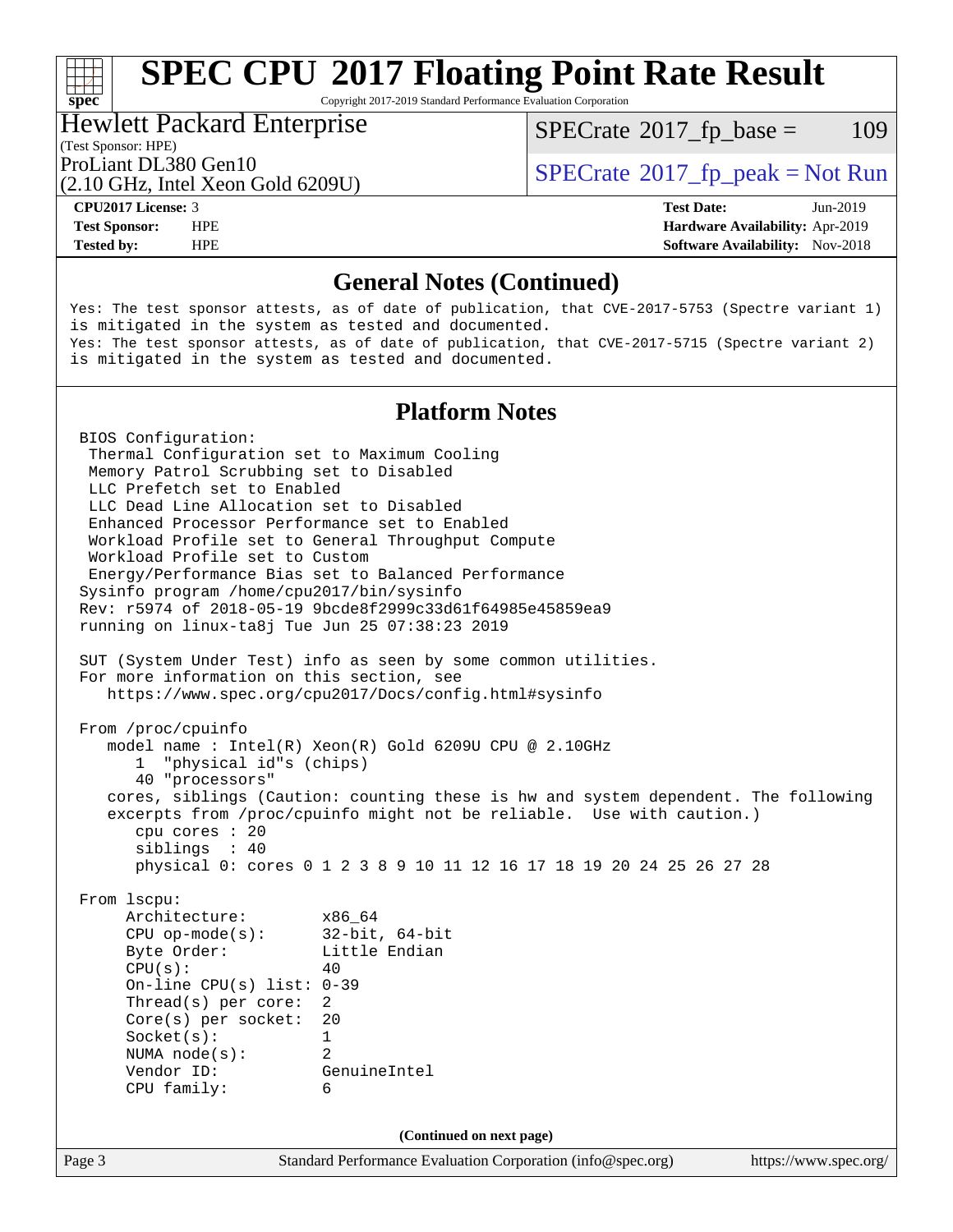## General Notes (Continued)

```
Yes: The test sponsor attests, as of date of publication, that CVE-2017-5753 (Spectre variant 1)
is mitigated in the system as tested and documented.
Yes: The test sponsor attests, as of date of publication, that CVE-2017-5715 (Spectre variant 2)
is mitigated in the system as tested and documented.
```

## Platform Notes

```
BIOS Configuration:
 Thermal Configuration set to Maximum Cooling
 Memory Patrol Scrubbing set to Disabled
 LLC Prefetch set to Enabled
 LLC Dead Line Allocation set to Disabled
 Enhanced Processor Performance set to Enabled
 Workload Profile set to General Throughput Compute
 Workload Profile set to Custom
 Energy/Performance Bias set to Balanced Performance
Sysinfo program /home/cpu2017/bin/sysinfo
Rev: r5974 of 2018-05-19 9bcde8f2999c33d61f64985e45859ea9
running on linux-ta8j Tue Jun 25 07:38:23 2019

SUT (System Under Test) info as seen by some common utilities.
For more information on this section, see
   https://www.spec.org/cpu2017/Docs/config.html#sysinfo

From /proc/cpuinfo
   model name : Intel(R) Xeon(R) Gold 6209U CPU @ 2.10GHz
      1  "physical id"s (chips)
      40 "processors"
   cores, siblings (Caution: counting these is hw and system dependent. The following
   excerpts from /proc/cpuinfo might not be reliable.  Use with caution.)
      cpu cores : 20
      siblings  : 40
      physical 0: cores 0 1 2 3 8 9 10 11 12 16 17 18 19 20 24 25 26 27 28

From lscpu:
     Architecture:        x86_64
     CPU op-mode(s):      32-bit, 64-bit
     Byte Order:          Little Endian
     CPU(s):              40
     On-line CPU(s) list: 0-39
     Thread(s) per core:  2
     Core(s) per socket:  20
     Socket(s):           1
     NUMA node(s):        2
     Vendor ID:           GenuineIntel
     CPU family:          6
```

(Continued on next page)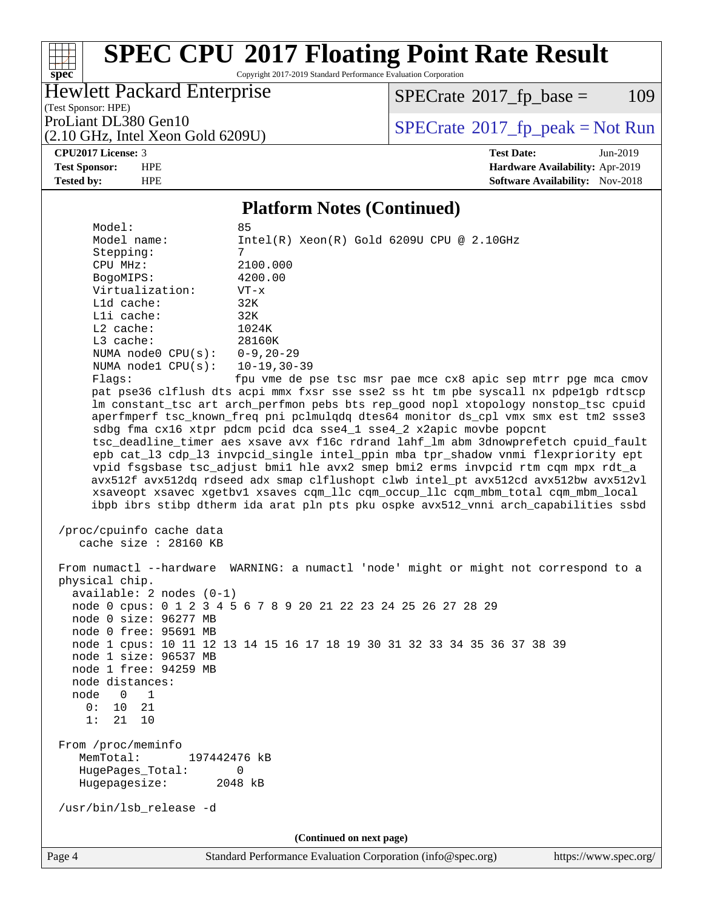## Platform Notes (Continued)

```
Model:                 85
Model name:            Intel(R) Xeon(R) Gold 6209U CPU @ 2.10GHz
Stepping:              7
CPU MHz:               2100.000
BogoMIPS:              4200.00
Virtualization:        VT-x
L1d cache:             32K
L1i cache:             32K
L2 cache:              1024K
L3 cache:              28160K
NUMA node0 CPU(s):     0-9,20-29
NUMA node1 CPU(s):     10-19,30-39
Flags:                 fpu vme de pse tsc msr pae mce cx8 apic sep mtrr pge mca cmov
pat pse36 clflush dts acpi mmx fxsr sse sse2 ss ht tm pbe syscall nx pdpe1gb rdtscp
lm constant_tsc art arch_perfmon pebs bts rep_good nopl xtopology nonstop_tsc cpuid
aperfmperf tsc_known_freq pni pclmulqdq dtes64 monitor ds_cpl vmx smx est tm2 ssse3
sdbg fma cx16 xtpr pdcm pcid dca sse4_1 sse4_2 x2apic movbe popcnt
tsc_deadline_timer aes xsave avx f16c rdrand lahf_lm abm 3dnowprefetch cpuid_fault
epb cat_l3 cdp_l3 invpcid_single intel_ppin mba tpr_shadow vnmi flexpriority ept
vpid fsgsbase tsc_adjust bmi1 hle avx2 smep bmi2 erms invpcid rtm cqm mpx rdt_a
avx512f avx512dq rdseed adx smap clflushopt clwb intel_pt avx512cd avx512bw avx512vl
xsaveopt xsavec xgetbv1 xsaves cqm_llc cqm_occup_llc cqm_mbm_total cqm_mbm_local
ibpb ibrs stibp dtherm ida arat pln pts pku ospke avx512_vnni arch_capabilities ssbd

/proc/cpuinfo cache data
   cache size : 28160 KB

From numactl --hardware  WARNING: a numactl 'node' might or might not correspond to a
physical chip.
  available: 2 nodes (0-1)
  node 0 cpus: 0 1 2 3 4 5 6 7 8 9 20 21 22 23 24 25 26 27 28 29
  node 0 size: 96277 MB
  node 0 free: 95691 MB
  node 1 cpus: 10 11 12 13 14 15 16 17 18 19 30 31 32 33 34 35 36 37 38 39
  node 1 size: 96537 MB
  node 1 free: 94259 MB
  node distances:
  node   0   1
    0:  10  21
    1:  21  10

From /proc/meminfo
   MemTotal:       197442476 kB
   HugePages_Total:       0
   Hugepagesize:       2048 kB

/usr/bin/lsb_release -d
```

(Continued on next page)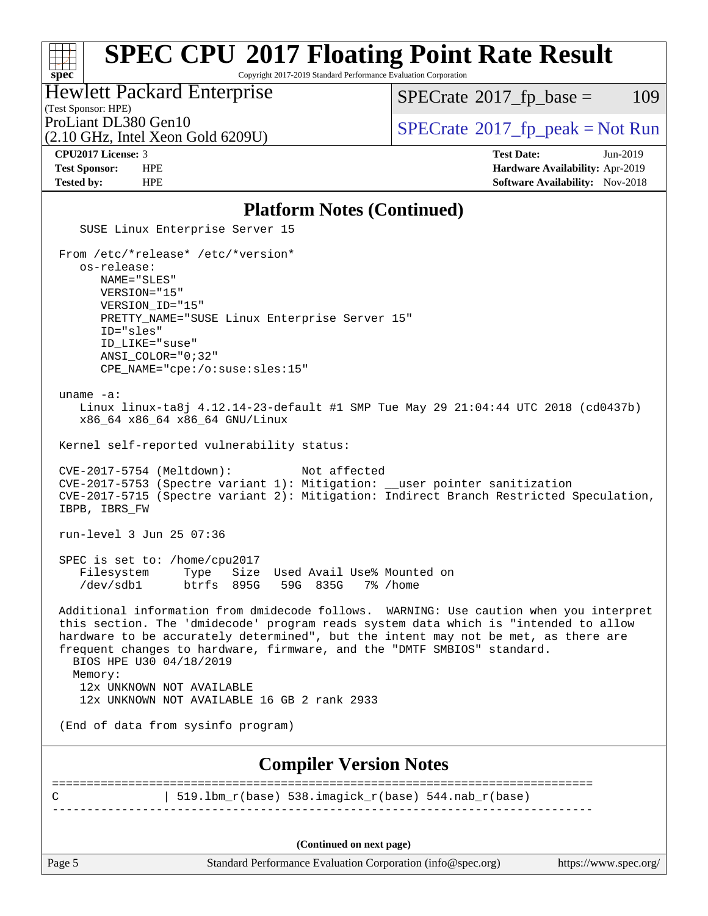## Platform Notes (Continued)

```
   SUSE Linux Enterprise Server 15

 From /etc/*release* /etc/*version*
    os-release:
       NAME="SLES"
       VERSION="15"
       VERSION_ID="15"
       PRETTY_NAME="SUSE Linux Enterprise Server 15"
       ID="sles"
       ID_LIKE="suse"
       ANSI_COLOR="0;32"
       CPE_NAME="cpe:/o:suse:sles:15"

 uname -a:
    Linux linux-ta8j 4.12.14-23-default #1 SMP Tue May 29 21:04:44 UTC 2018 (cd0437b)
    x86_64 x86_64 x86_64 GNU/Linux

 Kernel self-reported vulnerability status:

 CVE-2017-5754 (Meltdown):          Not affected
 CVE-2017-5753 (Spectre variant 1): Mitigation: __user pointer sanitization
 CVE-2017-5715 (Spectre variant 2): Mitigation: Indirect Branch Restricted Speculation,
 IBPB, IBRS_FW

 run-level 3 Jun 25 07:36

 SPEC is set to: /home/cpu2017
    Filesystem     Type   Size  Used Avail Use% Mounted on
    /dev/sdb1      btrfs  895G   59G  835G   7% /home

 Additional information from dmidecode follows.  WARNING: Use caution when you interpret
 this section. The 'dmidecode' program reads system data which is "intended to allow
 hardware to be accurately determined", but the intent may not be met, as there are
 frequent changes to hardware, firmware, and the "DMTF SMBIOS" standard.
   BIOS HPE U30 04/18/2019
   Memory:
    12x UNKNOWN NOT AVAILABLE
    12x UNKNOWN NOT AVAILABLE 16 GB 2 rank 2933

 (End of data from sysinfo program)
```

## Compiler Version Notes

```
==============================================================================
C               | 519.lbm_r(base) 538.imagick_r(base) 544.nab_r(base)
------------------------------------------------------------------------------
```

(Continued on next page)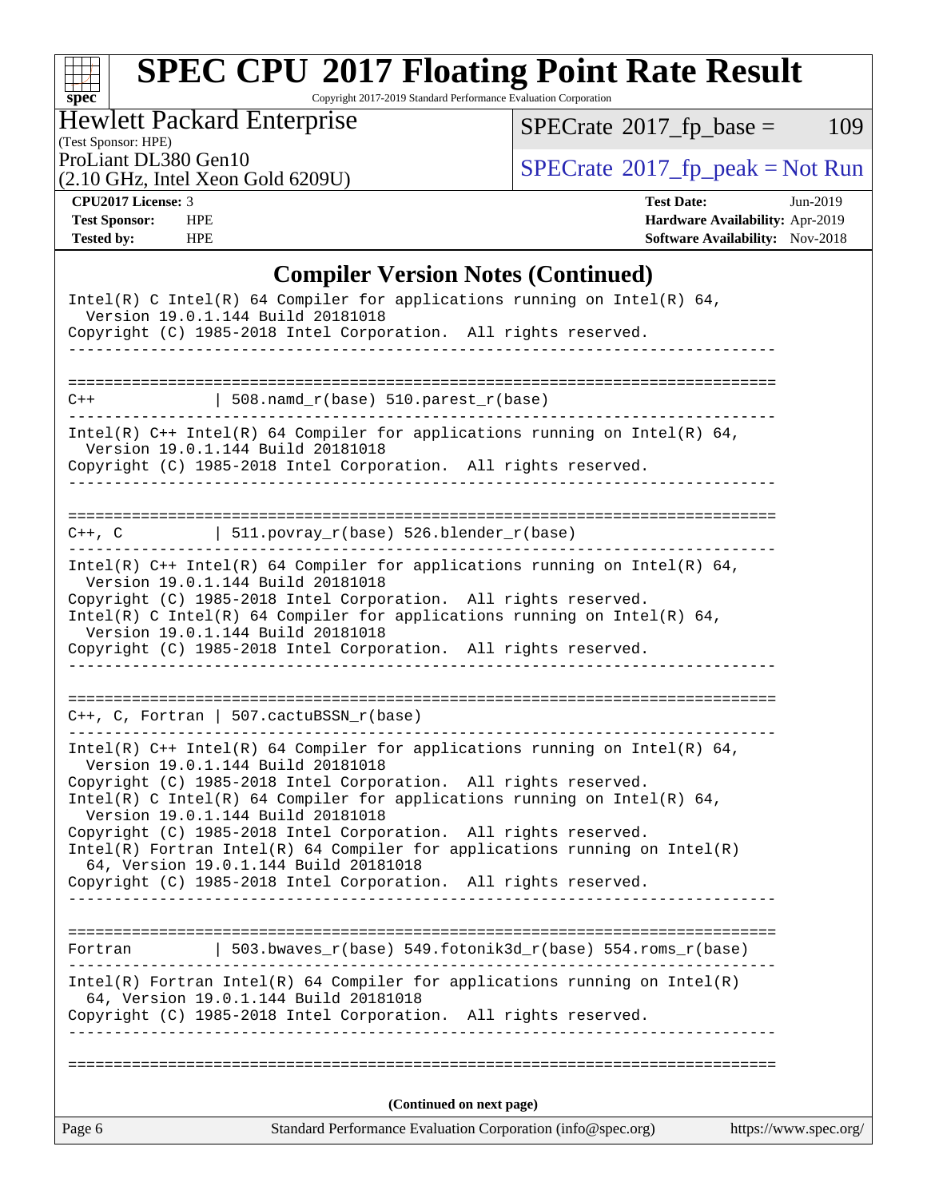## Compiler Version Notes (Continued)

```
Intel(R) C Intel(R) 64 Compiler for applications running on Intel(R) 64,
  Version 19.0.1.144 Build 20181018
Copyright (C) 1985-2018 Intel Corporation.  All rights reserved.
------------------------------------------------------------------------------

==============================================================================
C++             | 508.namd_r(base) 510.parest_r(base)
------------------------------------------------------------------------------
Intel(R) C++ Intel(R) 64 Compiler for applications running on Intel(R) 64,
  Version 19.0.1.144 Build 20181018
Copyright (C) 1985-2018 Intel Corporation.  All rights reserved.
------------------------------------------------------------------------------

==============================================================================
C++, C          | 511.povray_r(base) 526.blender_r(base)
------------------------------------------------------------------------------
Intel(R) C++ Intel(R) 64 Compiler for applications running on Intel(R) 64,
  Version 19.0.1.144 Build 20181018
Copyright (C) 1985-2018 Intel Corporation.  All rights reserved.
Intel(R) C Intel(R) 64 Compiler for applications running on Intel(R) 64,
  Version 19.0.1.144 Build 20181018
Copyright (C) 1985-2018 Intel Corporation.  All rights reserved.
------------------------------------------------------------------------------

==============================================================================
C++, C, Fortran | 507.cactuBSSN_r(base)
------------------------------------------------------------------------------
Intel(R) C++ Intel(R) 64 Compiler for applications running on Intel(R) 64,
  Version 19.0.1.144 Build 20181018
Copyright (C) 1985-2018 Intel Corporation.  All rights reserved.
Intel(R) C Intel(R) 64 Compiler for applications running on Intel(R) 64,
  Version 19.0.1.144 Build 20181018
Copyright (C) 1985-2018 Intel Corporation.  All rights reserved.
Intel(R) Fortran Intel(R) 64 Compiler for applications running on Intel(R)
  64, Version 19.0.1.144 Build 20181018
Copyright (C) 1985-2018 Intel Corporation.  All rights reserved.
------------------------------------------------------------------------------

==============================================================================
Fortran         | 503.bwaves_r(base) 549.fotonik3d_r(base) 554.roms_r(base)
------------------------------------------------------------------------------
Intel(R) Fortran Intel(R) 64 Compiler for applications running on Intel(R)
  64, Version 19.0.1.144 Build 20181018
Copyright (C) 1985-2018 Intel Corporation.  All rights reserved.
------------------------------------------------------------------------------

==============================================================================
```

**(Continued on next page)**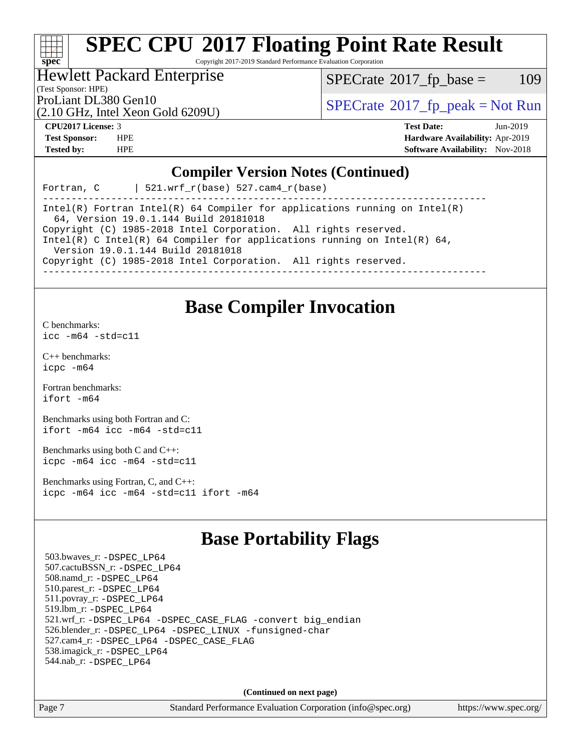## Compiler Version Notes (Continued)

```
Fortran, C      | 521.wrf_r(base) 527.cam4_r(base)
------------------------------------------------------------------------------
Intel(R) Fortran Intel(R) 64 Compiler for applications running on Intel(R)
  64, Version 19.0.1.144 Build 20181018
Copyright (C) 1985-2018 Intel Corporation.  All rights reserved.
Intel(R) C Intel(R) 64 Compiler for applications running on Intel(R) 64,
  Version 19.0.1.144 Build 20181018
Copyright (C) 1985-2018 Intel Corporation.  All rights reserved.
------------------------------------------------------------------------------
```

# Base Compiler Invocation

C benchmarks:
`icc -m64 -std=c11`

C++ benchmarks:
`icpc -m64`

Fortran benchmarks:
`ifort -m64`

Benchmarks using both Fortran and C:
`ifort -m64 icc -m64 -std=c11`

Benchmarks using both C and C++:
`icpc -m64 icc -m64 -std=c11`

Benchmarks using Fortran, C, and C++:
`icpc -m64 icc -m64 -std=c11 ifort -m64`

# Base Portability Flags

503.bwaves_r: -DSPEC_LP64
507.cactuBSSN_r: -DSPEC_LP64
508.namd_r: -DSPEC_LP64
510.parest_r: -DSPEC_LP64
511.povray_r: -DSPEC_LP64
519.lbm_r: -DSPEC_LP64
521.wrf_r: -DSPEC_LP64 -DSPEC_CASE_FLAG -convert big_endian
526.blender_r: -DSPEC_LP64 -DSPEC_LINUX -funsigned-char
527.cam4_r: -DSPEC_LP64 -DSPEC_CASE_FLAG
538.imagick_r: -DSPEC_LP64
544.nab_r: -DSPEC_LP64

**(Continued on next page)**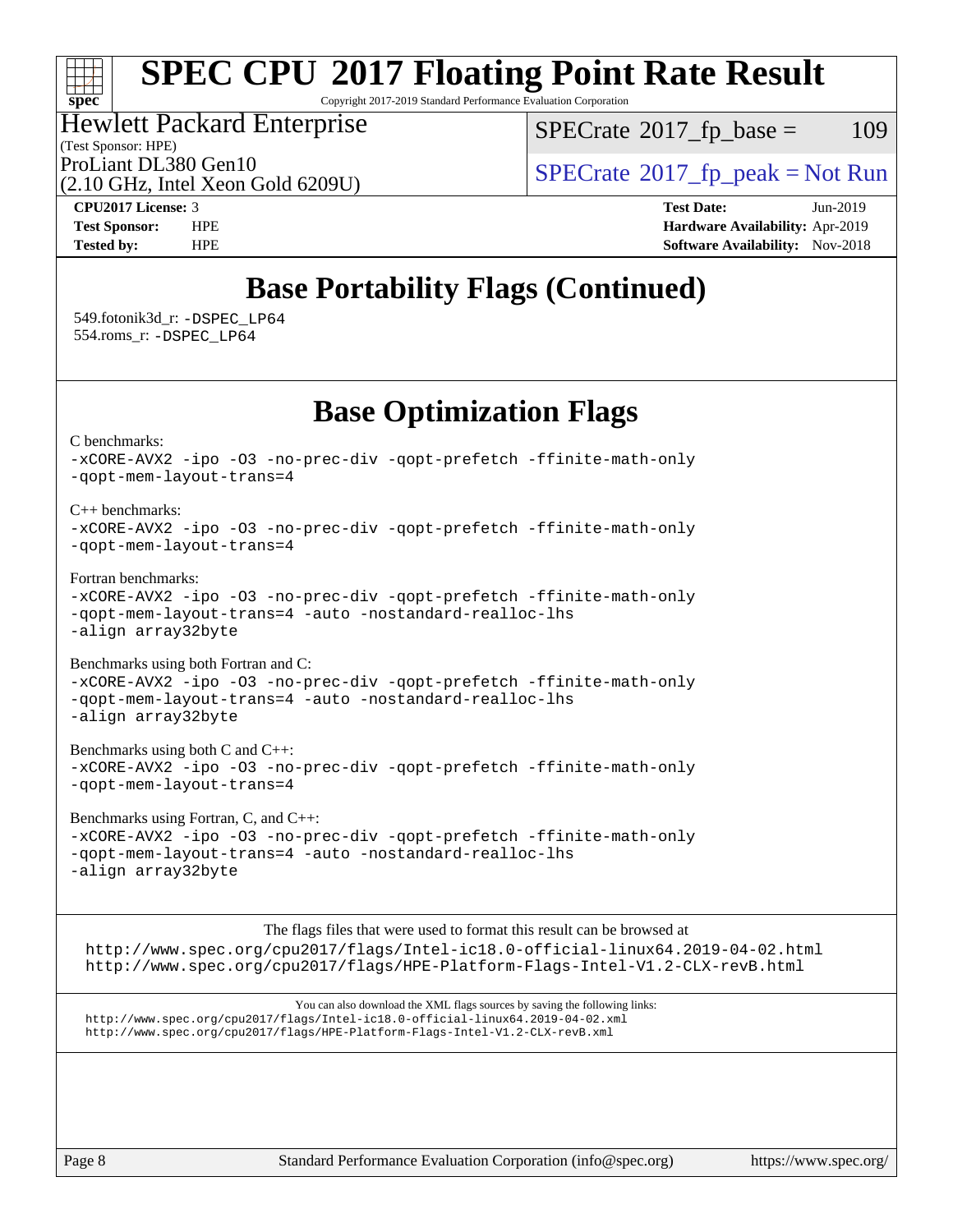# Base Portability Flags (Continued)

549.fotonik3d_r: -DSPEC_LP64
554.roms_r: -DSPEC_LP64

# Base Optimization Flags

C benchmarks:
-xCORE-AVX2 -ipo -O3 -no-prec-div -qopt-prefetch -ffinite-math-only
-qopt-mem-layout-trans=4

C++ benchmarks:
-xCORE-AVX2 -ipo -O3 -no-prec-div -qopt-prefetch -ffinite-math-only
-qopt-mem-layout-trans=4

Fortran benchmarks:
-xCORE-AVX2 -ipo -O3 -no-prec-div -qopt-prefetch -ffinite-math-only
-qopt-mem-layout-trans=4 -auto -nostandard-realloc-lhs
-align array32byte

Benchmarks using both Fortran and C:
-xCORE-AVX2 -ipo -O3 -no-prec-div -qopt-prefetch -ffinite-math-only
-qopt-mem-layout-trans=4 -auto -nostandard-realloc-lhs
-align array32byte

Benchmarks using both C and C++:
-xCORE-AVX2 -ipo -O3 -no-prec-div -qopt-prefetch -ffinite-math-only
-qopt-mem-layout-trans=4

Benchmarks using Fortran, C, and C++:
-xCORE-AVX2 -ipo -O3 -no-prec-div -qopt-prefetch -ffinite-math-only
-qopt-mem-layout-trans=4 -auto -nostandard-realloc-lhs
-align array32byte

The flags files that were used to format this result can be browsed at
http://www.spec.org/cpu2017/flags/Intel-ic18.0-official-linux64.2019-04-02.html
http://www.spec.org/cpu2017/flags/HPE-Platform-Flags-Intel-V1.2-CLX-revB.html

You can also download the XML flags sources by saving the following links:
http://www.spec.org/cpu2017/flags/Intel-ic18.0-official-linux64.2019-04-02.xml
http://www.spec.org/cpu2017/flags/HPE-Platform-Flags-Intel-V1.2-CLX-revB.xml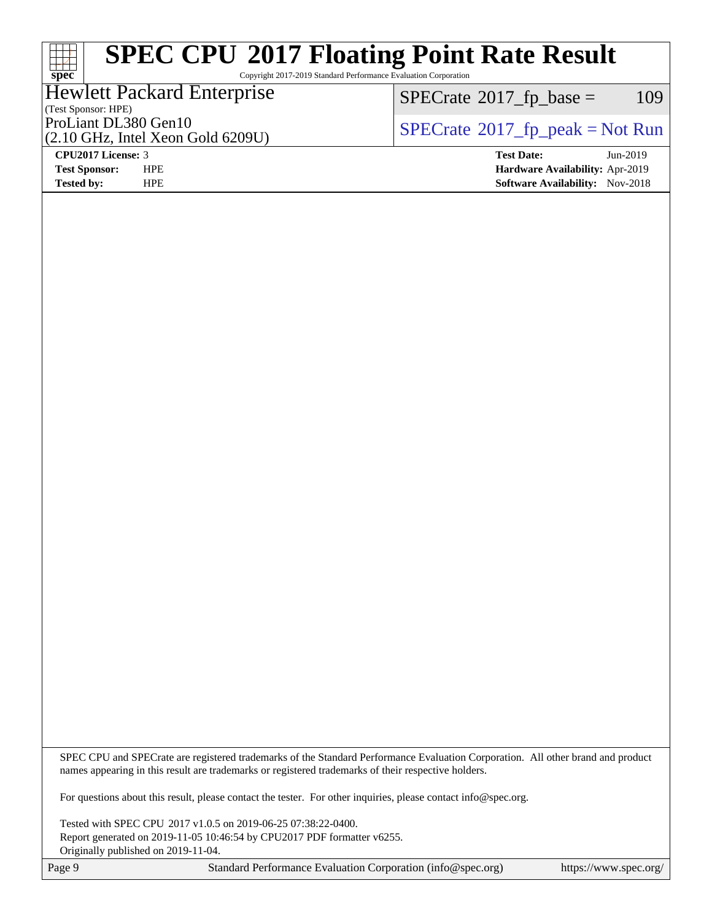SPEC CPU and SPECrate are registered trademarks of the Standard Performance Evaluation Corporation. All other brand and product names appearing in this result are trademarks or registered trademarks of their respective holders.

For questions about this result, please contact the tester. For other inquiries, please contact info@spec.org.

Tested with SPEC CPU 2017 v1.0.5 on 2019-06-25 07:38:22-0400.
Report generated on 2019-11-05 10:46:54 by CPU2017 PDF formatter v6255.
Originally published on 2019-11-04.